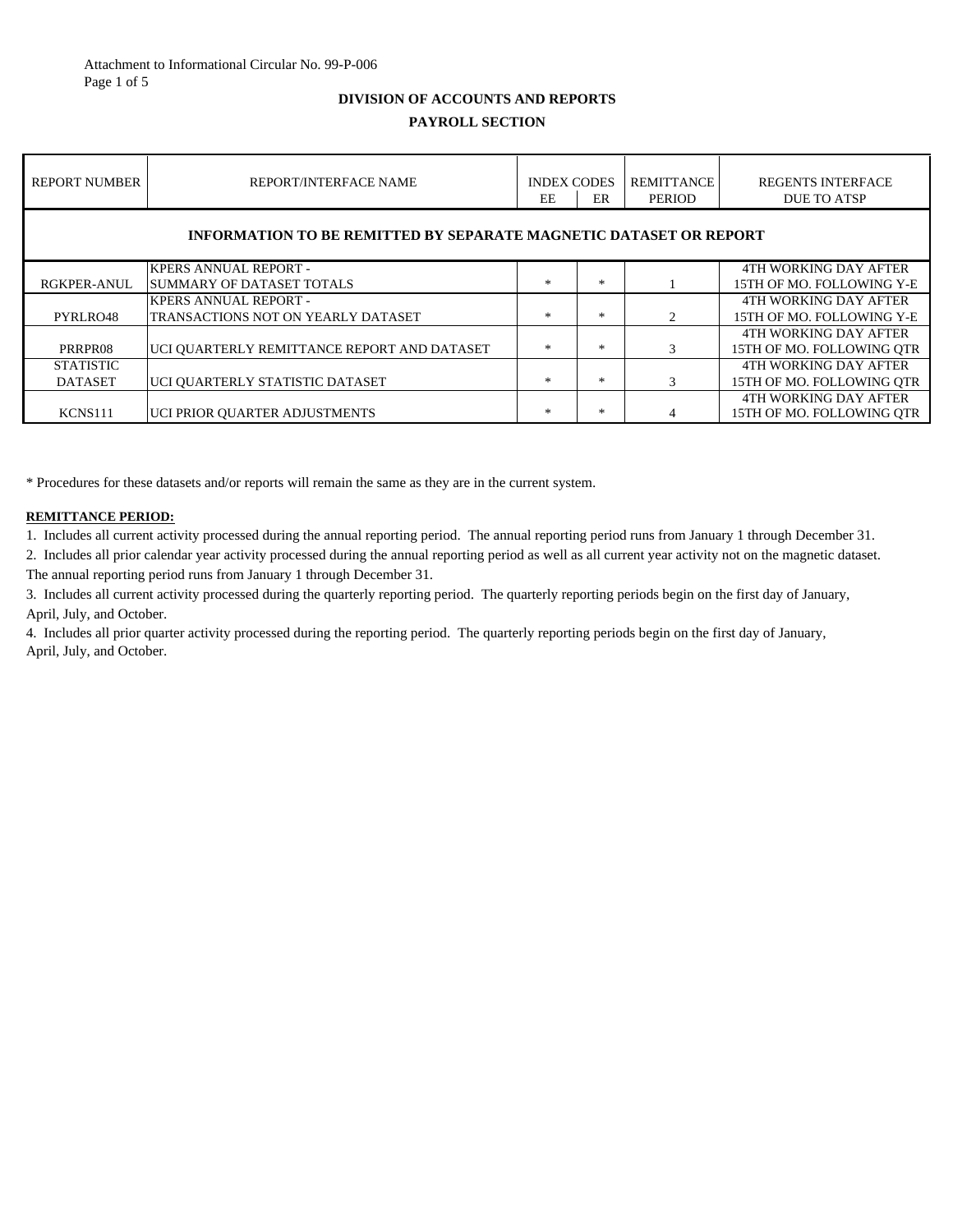Attachment to Informational Circular No. 99-P-006

**DIVISION OF ACCOUNTS AND REPORTS**

**PAYROLL SECTION**

| REPORT NUMBER | REPORT/INTERFACE NAME | INDEX CODES | | REMITTANCE PERIOD | REGENTS INTERFACE DUE TO ATSP |
|---|---|---|---|---|---|
| | | EE | ER | | |
| **INFORMATION TO BE REMITTED BY SEPARATE MAGNETIC DATASET OR REPORT** | | | | | |
| RGKPER-ANUL | KPERS ANNUAL REPORT - SUMMARY OF DATASET TOTALS | * | * | 1 | 4TH WORKING DAY AFTER 15TH OF MO. FOLLOWING Y-E |
| PYRLRO48 | KPERS ANNUAL REPORT - TRANSACTIONS NOT ON YEARLY DATASET | * | * | 2 | 4TH WORKING DAY AFTER 15TH OF MO. FOLLOWING Y-E |
| PRRPR08 | UCI QUARTERLY REMITTANCE REPORT AND DATASET | * | * | 3 | 4TH WORKING DAY AFTER 15TH OF MO. FOLLOWING QTR |
| STATISTIC DATASET | UCI QUARTERLY STATISTIC DATASET | * | * | 3 | 4TH WORKING DAY AFTER 15TH OF MO. FOLLOWING QTR |
| KCNS111 | UCI PRIOR QUARTER ADJUSTMENTS | * | * | 4 | 4TH WORKING DAY AFTER 15TH OF MO. FOLLOWING QTR |

* Procedures for these datasets and/or reports will remain the same as they are in the current system.

**REMITTANCE PERIOD:**

1. Includes all current activity processed during the annual reporting period. The annual reporting period runs from January 1 through December 31.
2. Includes all prior calendar year activity processed during the annual reporting period as well as all current year activity not on the magnetic dataset. The annual reporting period runs from January 1 through December 31.
3. Includes all current activity processed during the quarterly reporting period. The quarterly reporting periods begin on the first day of January, April, July, and October.
4. Includes all prior quarter activity processed during the reporting period. The quarterly reporting periods begin on the first day of January, April, July, and October.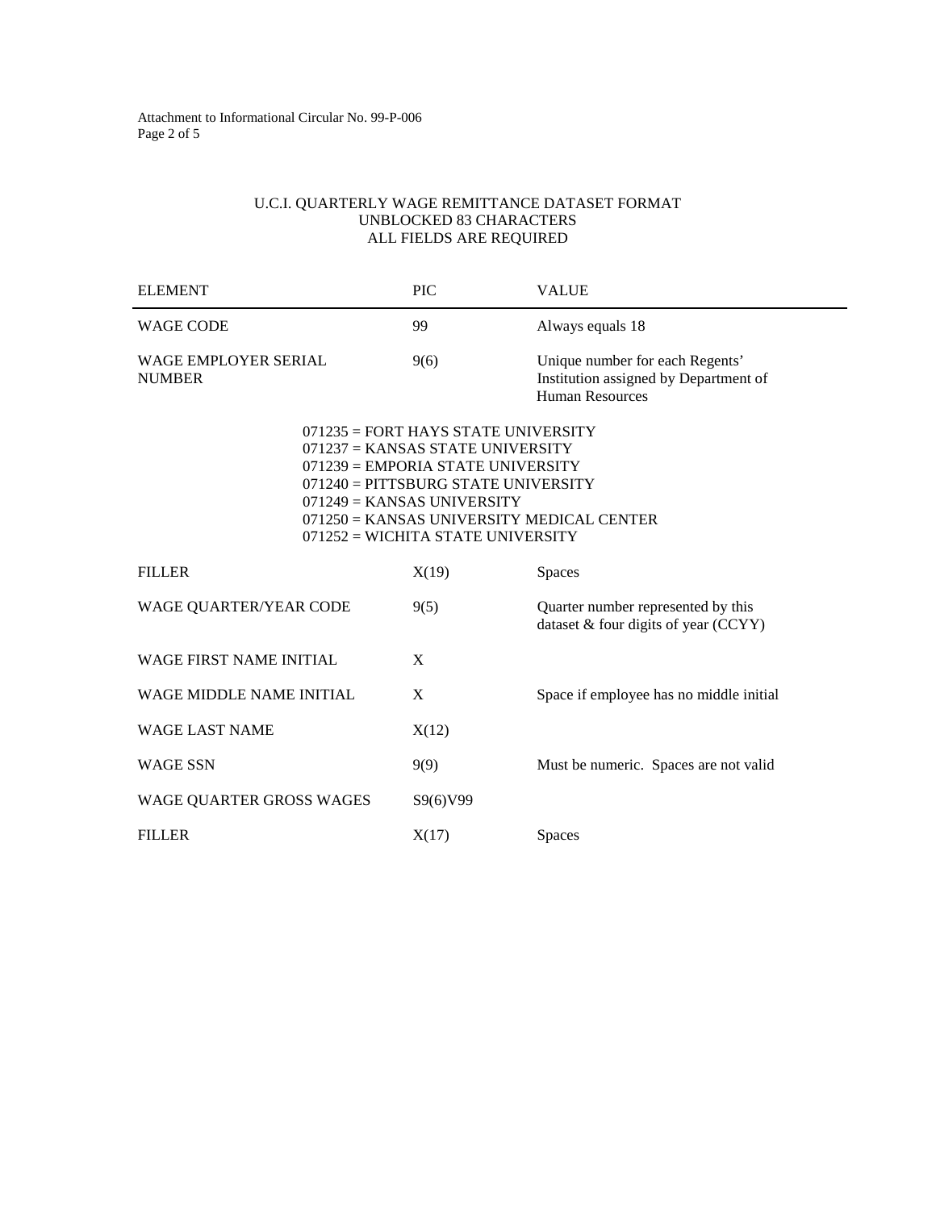Attachment to Informational Circular No. 99-P-006

## U.C.I. QUARTERLY WAGE REMITTANCE DATASET FORMAT
## UNBLOCKED 83 CHARACTERS
## ALL FIELDS ARE REQUIRED

| ELEMENT | PIC | VALUE |
|---|---|---|
| WAGE CODE | 99 | Always equals 18 |
| WAGE EMPLOYER SERIAL NUMBER | 9(6) | Unique number for each Regents' Institution assigned by Department of Human Resources |

071235 = FORT HAYS STATE UNIVERSITY
071237 = KANSAS STATE UNIVERSITY
071239 = EMPORIA STATE UNIVERSITY
071240 = PITTSBURG STATE UNIVERSITY
071249 = KANSAS UNIVERSITY
071250 = KANSAS UNIVERSITY MEDICAL CENTER
071252 = WICHITA STATE UNIVERSITY

| ELEMENT | PIC | VALUE |
|---|---|---|
| FILLER | X(19) | Spaces |
| WAGE QUARTER/YEAR CODE | 9(5) | Quarter number represented by this dataset & four digits of year (CCYY) |
| WAGE FIRST NAME INITIAL | X | |
| WAGE MIDDLE NAME INITIAL | X | Space if employee has no middle initial |
| WAGE LAST NAME | X(12) | |
| WAGE SSN | 9(9) | Must be numeric. Spaces are not valid |
| WAGE QUARTER GROSS WAGES | S9(6)V99 | |
| FILLER | X(17) | Spaces |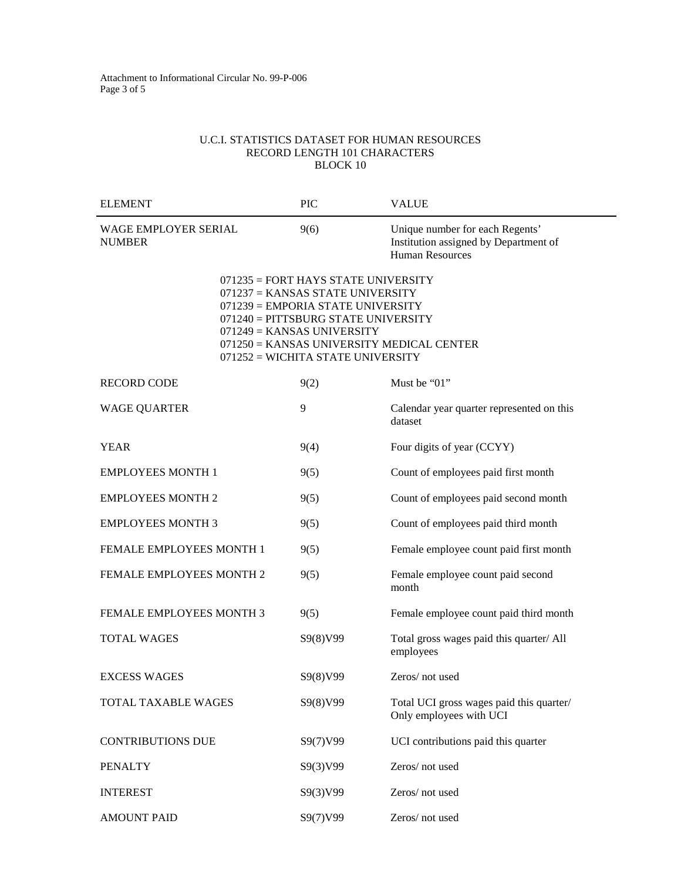Attachment to Informational Circular No. 99-P-006

# U.C.I. STATISTICS DATASET FOR HUMAN RESOURCES
## RECORD LENGTH 101 CHARACTERS
## BLOCK 10

| ELEMENT | PIC | VALUE |
|---|---|---|
| WAGE EMPLOYER SERIAL NUMBER | 9(6) | Unique number for each Regents' Institution assigned by Department of Human Resources |

071235 = FORT HAYS STATE UNIVERSITY
071237 = KANSAS STATE UNIVERSITY
071239 = EMPORIA STATE UNIVERSITY
071240 = PITTSBURG STATE UNIVERSITY
071249 = KANSAS UNIVERSITY
071250 = KANSAS UNIVERSITY MEDICAL CENTER
071252 = WICHITA STATE UNIVERSITY

| ELEMENT | PIC | VALUE |
|---|---|---|
| RECORD CODE | 9(2) | Must be "01" |
| WAGE QUARTER | 9 | Calendar year quarter represented on this dataset |
| YEAR | 9(4) | Four digits of year (CCYY) |
| EMPLOYEES MONTH 1 | 9(5) | Count of employees paid first month |
| EMPLOYEES MONTH 2 | 9(5) | Count of employees paid second month |
| EMPLOYEES MONTH 3 | 9(5) | Count of employees paid third month |
| FEMALE EMPLOYEES MONTH 1 | 9(5) | Female employee count paid first month |
| FEMALE EMPLOYEES MONTH 2 | 9(5) | Female employee count paid second month |
| FEMALE EMPLOYEES MONTH 3 | 9(5) | Female employee count paid third month |
| TOTAL WAGES | S9(8)V99 | Total gross wages paid this quarter/ All employees |
| EXCESS WAGES | S9(8)V99 | Zeros/ not used |
| TOTAL TAXABLE WAGES | S9(8)V99 | Total UCI gross wages paid this quarter/ Only employees with UCI |
| CONTRIBUTIONS DUE | S9(7)V99 | UCI contributions paid this quarter |
| PENALTY | S9(3)V99 | Zeros/ not used |
| INTEREST | S9(3)V99 | Zeros/ not used |
| AMOUNT PAID | S9(7)V99 | Zeros/ not used |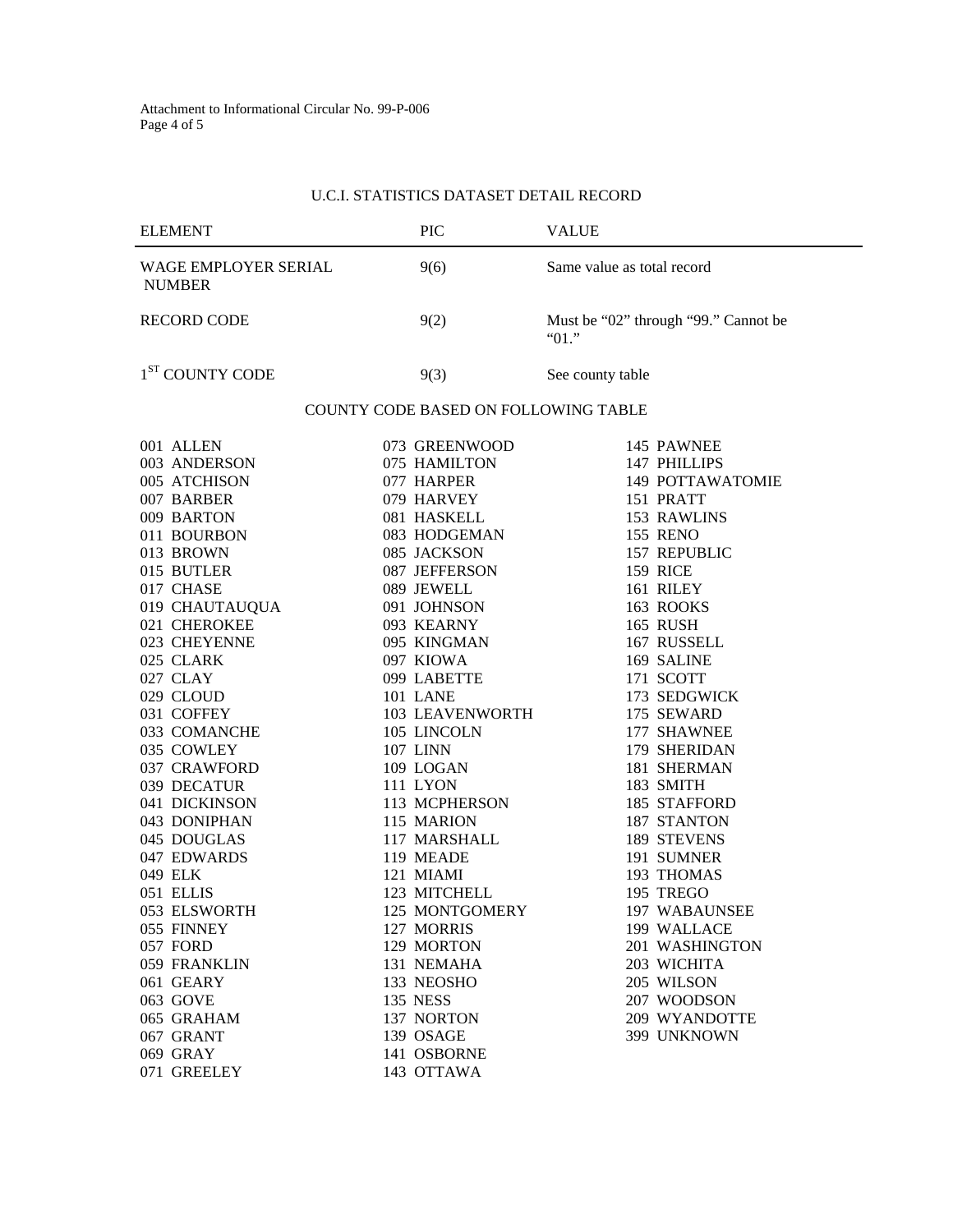## U.C.I. STATISTICS DATASET DETAIL RECORD

| ELEMENT | PIC | VALUE |
| --- | --- | --- |
| WAGE EMPLOYER SERIAL NUMBER | 9(6) | Same value as total record |
| RECORD CODE | 9(2) | Must be "02" through "99." Cannot be "01." |
| 1ST COUNTY CODE | 9(3) | See county table |

### COUNTY CODE BASED ON FOLLOWING TABLE

001 ALLEN
003 ANDERSON
005 ATCHISON
007 BARBER
009 BARTON
011 BOURBON
013 BROWN
015 BUTLER
017 CHASE
019 CHAUTAUQUA
021 CHEROKEE
023 CHEYENNE
025 CLARK
027 CLAY
029 CLOUD
031 COFFEY
033 COMANCHE
035 COWLEY
037 CRAWFORD
039 DECATUR
041 DICKINSON
043 DONIPHAN
045 DOUGLAS
047 EDWARDS
049 ELK
051 ELLIS
053 ELSWORTH
055 FINNEY
057 FORD
059 FRANKLIN
061 GEARY
063 GOVE
065 GRAHAM
067 GRANT
069 GRAY
071 GREELEY
073 GREENWOOD
075 HAMILTON
077 HARPER
079 HARVEY
081 HASKELL
083 HODGEMAN
085 JACKSON
087 JEFFERSON
089 JEWELL
091 JOHNSON
093 KEARNY
095 KINGMAN
097 KIOWA
099 LABETTE
101 LANE
103 LEAVENWORTH
105 LINCOLN
107 LINN
109 LOGAN
111 LYON
113 MCPHERSON
115 MARION
117 MARSHALL
119 MEADE
121 MIAMI
123 MITCHELL
125 MONTGOMERY
127 MORRIS
129 MORTON
131 NEMAHA
133 NEOSHO
135 NESS
137 NORTON
139 OSAGE
141 OSBORNE
143 OTTAWA
145 PAWNEE
147 PHILLIPS
149 POTTAWATOMIE
151 PRATT
153 RAWLINS
155 RENO
157 REPUBLIC
159 RICE
161 RILEY
163 ROOKS
165 RUSH
167 RUSSELL
169 SALINE
171 SCOTT
173 SEDGWICK
175 SEWARD
177 SHAWNEE
179 SHERIDAN
181 SHERMAN
183 SMITH
185 STAFFORD
187 STANTON
189 STEVENS
191 SUMNER
193 THOMAS
195 TREGO
197 WABAUNSEE
199 WALLACE
201 WASHINGTON
203 WICHITA
205 WILSON
207 WOODSON
209 WYANDOTTE
399 UNKNOWN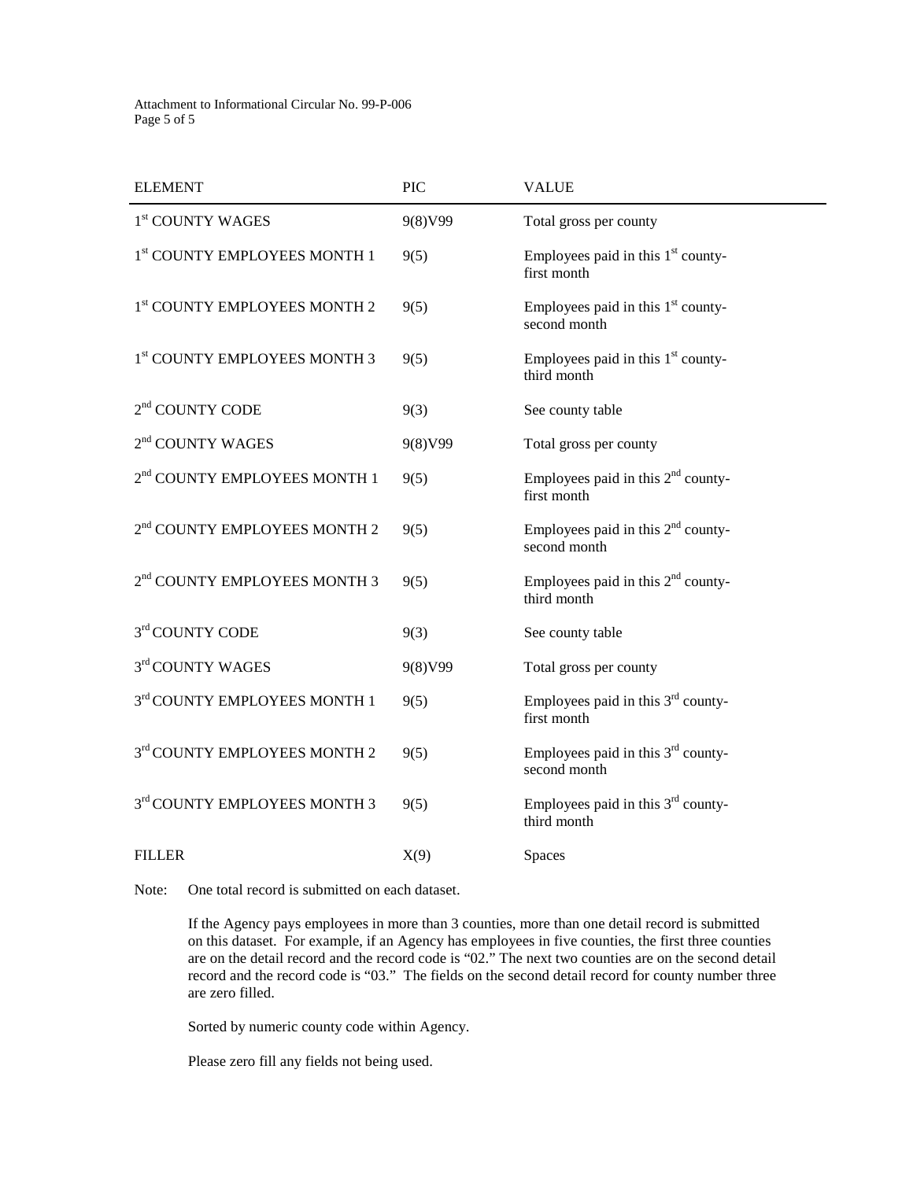| ELEMENT | PIC | VALUE |
|---|---|---|
| 1st COUNTY WAGES | 9(8)V99 | Total gross per county |
| 1st COUNTY EMPLOYEES MONTH 1 | 9(5) | Employees paid in this 1st county-first month |
| 1st COUNTY EMPLOYEES MONTH 2 | 9(5) | Employees paid in this 1st county-second month |
| 1st COUNTY EMPLOYEES MONTH 3 | 9(5) | Employees paid in this 1st county-third month |
| 2nd COUNTY CODE | 9(3) | See county table |
| 2nd COUNTY WAGES | 9(8)V99 | Total gross per county |
| 2nd COUNTY EMPLOYEES MONTH 1 | 9(5) | Employees paid in this 2nd county-first month |
| 2nd COUNTY EMPLOYEES MONTH 2 | 9(5) | Employees paid in this 2nd county-second month |
| 2nd COUNTY EMPLOYEES MONTH 3 | 9(5) | Employees paid in this 2nd county-third month |
| 3rd COUNTY CODE | 9(3) | See county table |
| 3rd COUNTY WAGES | 9(8)V99 | Total gross per county |
| 3rd COUNTY EMPLOYEES MONTH 1 | 9(5) | Employees paid in this 3rd county-first month |
| 3rd COUNTY EMPLOYEES MONTH 2 | 9(5) | Employees paid in this 3rd county-second month |
| 3rd COUNTY EMPLOYEES MONTH 3 | 9(5) | Employees paid in this 3rd county-third month |
| FILLER | X(9) | Spaces |

Note: One total record is submitted on each dataset.

If the Agency pays employees in more than 3 counties, more than one detail record is submitted on this dataset. For example, if an Agency has employees in five counties, the first three counties are on the detail record and the record code is "02." The next two counties are on the second detail record and the record code is "03." The fields on the second detail record for county number three are zero filled.

Sorted by numeric county code within Agency.

Please zero fill any fields not being used.